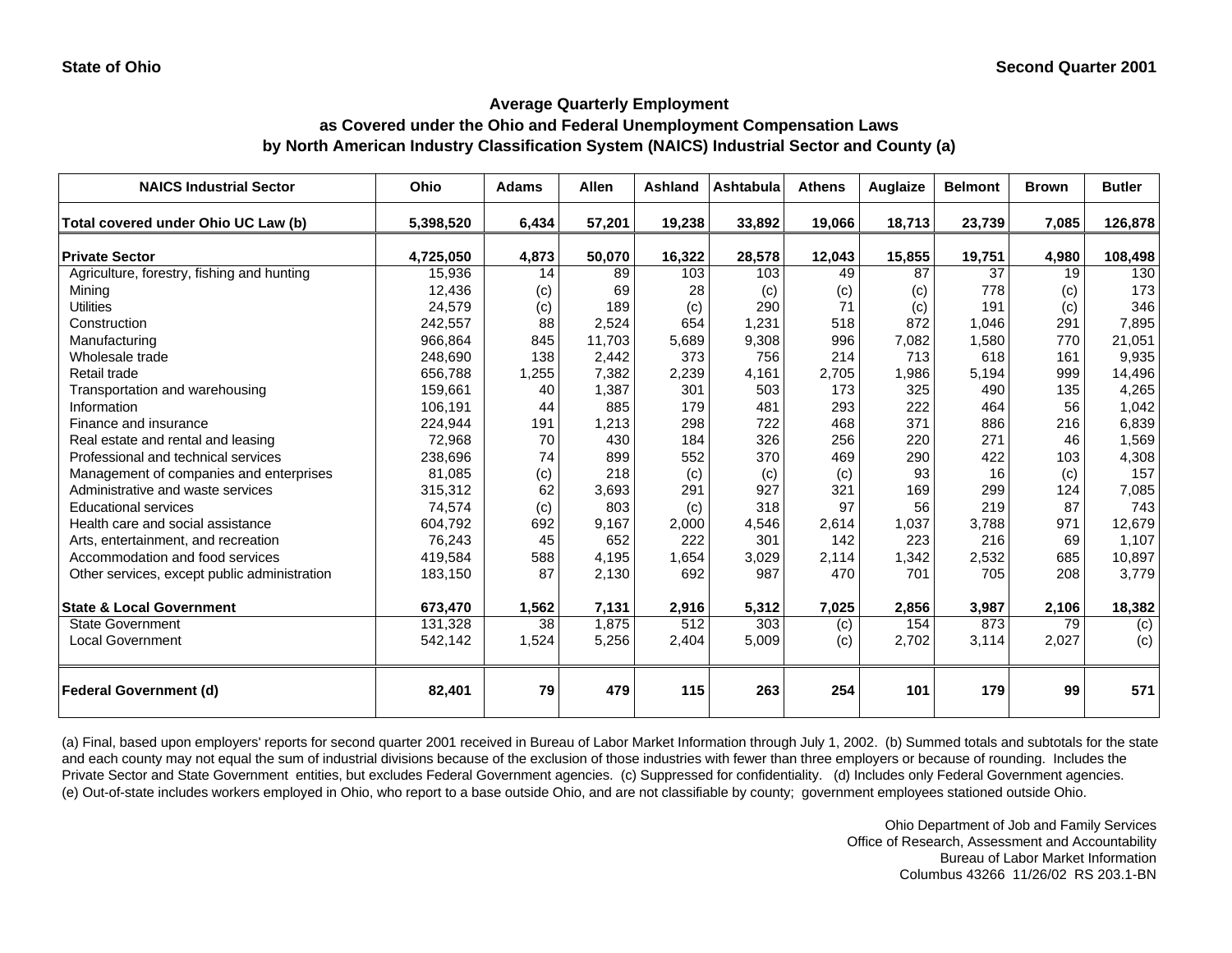State of Ohio | Second Quarter 2001

## Average Quarterly Employment
## as Covered under the Ohio and Federal Unemployment Compensation Laws
## by North American Industry Classification System (NAICS) Industrial Sector and County (a)

| NAICS Industrial Sector | Ohio | Adams | Allen | Ashland | Ashtabula | Athens | Auglaize | Belmont | Brown | Butler |
|---|---|---|---|---|---|---|---|---|---|---|
| **Total covered under Ohio UC Law (b)** | **5,398,520** | **6,434** | **57,201** | **19,238** | **33,892** | **19,066** | **18,713** | **23,739** | **7,085** | **126,878** |
| **Private Sector** | **4,725,050** | **4,873** | **50,070** | **16,322** | **28,578** | **12,043** | **15,855** | **19,751** | **4,980** | **108,498** |
| Agriculture, forestry, fishing and hunting | 15,936 | 14 | 89 | 103 | 103 | 49 | 87 | 37 | 19 | 130 |
| Mining | 12,436 | (c) | 69 | 28 | (c) | (c) | (c) | 778 | (c) | 173 |
| Utilities | 24,579 | (c) | 189 | (c) | 290 | 71 | (c) | 191 | (c) | 346 |
| Construction | 242,557 | 88 | 2,524 | 654 | 1,231 | 518 | 872 | 1,046 | 291 | 7,895 |
| Manufacturing | 966,864 | 845 | 11,703 | 5,689 | 9,308 | 996 | 7,082 | 1,580 | 770 | 21,051 |
| Wholesale trade | 248,690 | 138 | 2,442 | 373 | 756 | 214 | 713 | 618 | 161 | 9,935 |
| Retail trade | 656,788 | 1,255 | 7,382 | 2,239 | 4,161 | 2,705 | 1,986 | 5,194 | 999 | 14,496 |
| Transportation and warehousing | 159,661 | 40 | 1,387 | 301 | 503 | 173 | 325 | 490 | 135 | 4,265 |
| Information | 106,191 | 44 | 885 | 179 | 481 | 293 | 222 | 464 | 56 | 1,042 |
| Finance and insurance | 224,944 | 191 | 1,213 | 298 | 722 | 468 | 371 | 886 | 216 | 6,839 |
| Real estate and rental and leasing | 72,968 | 70 | 430 | 184 | 326 | 256 | 220 | 271 | 46 | 1,569 |
| Professional and technical services | 238,696 | 74 | 899 | 552 | 370 | 469 | 290 | 422 | 103 | 4,308 |
| Management of companies and enterprises | 81,085 | (c) | 218 | (c) | (c) | (c) | 93 | 16 | (c) | 157 |
| Administrative and waste services | 315,312 | 62 | 3,693 | 291 | 927 | 321 | 169 | 299 | 124 | 7,085 |
| Educational services | 74,574 | (c) | 803 | (c) | 318 | 97 | 56 | 219 | 87 | 743 |
| Health care and social assistance | 604,792 | 692 | 9,167 | 2,000 | 4,546 | 2,614 | 1,037 | 3,788 | 971 | 12,679 |
| Arts, entertainment, and recreation | 76,243 | 45 | 652 | 222 | 301 | 142 | 223 | 216 | 69 | 1,107 |
| Accommodation and food services | 419,584 | 588 | 4,195 | 1,654 | 3,029 | 2,114 | 1,342 | 2,532 | 685 | 10,897 |
| Other services, except public administration | 183,150 | 87 | 2,130 | 692 | 987 | 470 | 701 | 705 | 208 | 3,779 |
| **State & Local Government** | **673,470** | **1,562** | **7,131** | **2,916** | **5,312** | **7,025** | **2,856** | **3,987** | **2,106** | **18,382** |
| State Government | 131,328 | 38 | 1,875 | 512 | 303 | (c) | 154 | 873 | 79 | (c) |
| Local Government | 542,142 | 1,524 | 5,256 | 2,404 | 5,009 | (c) | 2,702 | 3,114 | 2,027 | (c) |
| **Federal Government (d)** | **82,401** | **79** | **479** | **115** | **263** | **254** | **101** | **179** | **99** | **571** |

(a) Final, based upon employers' reports for second quarter 2001 received in Bureau of Labor Market Information through July 1, 2002. (b) Summed totals and subtotals for the state and each county may not equal the sum of industrial divisions because of the exclusion of those industries with fewer than three employers or because of rounding. Includes the Private Sector and State Government entities, but excludes Federal Government agencies. (c) Suppressed for confidentiality. (d) Includes only Federal Government agencies. (e) Out-of-state includes workers employed in Ohio, who report to a base outside Ohio, and are not classifiable by county; government employees stationed outside Ohio.

Ohio Department of Job and Family Services
Office of Research, Assessment and Accountability
Bureau of Labor Market Information
Columbus 43266 11/26/02 RS 203.1-BN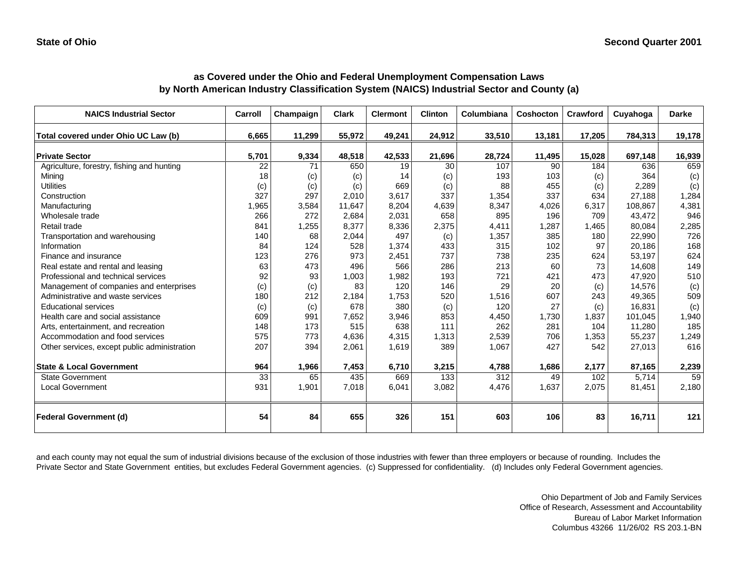State of Ohio

Second Quarter 2001

## as Covered under the Ohio and Federal Unemployment Compensation Laws
## by North American Industry Classification System (NAICS) Industrial Sector and County (a)

| NAICS Industrial Sector | Carroll | Champaign | Clark | Clermont | Clinton | Columbiana | Coshocton | Crawford | Cuyahoga | Darke |
|---|---|---|---|---|---|---|---|---|---|---|
| **Total covered under Ohio UC Law (b)** | **6,665** | **11,299** | **55,972** | **49,241** | **24,912** | **33,510** | **13,181** | **17,205** | **784,313** | **19,178** |
| **Private Sector** | **5,701** | **9,334** | **48,518** | **42,533** | **21,696** | **28,724** | **11,495** | **15,028** | **697,148** | **16,939** |
| Agriculture, forestry, fishing and hunting | 22 | 71 | 650 | 19 | 30 | 107 | 90 | 184 | 636 | 659 |
| Mining | 18 | (c) | (c) | 14 | (c) | 193 | 103 | (c) | 364 | (c) |
| Utilities | (c) | (c) | (c) | 669 | (c) | 88 | 455 | (c) | 2,289 | (c) |
| Construction | 327 | 297 | 2,010 | 3,617 | 337 | 1,354 | 337 | 634 | 27,188 | 1,284 |
| Manufacturing | 1,965 | 3,584 | 11,647 | 8,204 | 4,639 | 8,347 | 4,026 | 6,317 | 108,867 | 4,381 |
| Wholesale trade | 266 | 272 | 2,684 | 2,031 | 658 | 895 | 196 | 709 | 43,472 | 946 |
| Retail trade | 841 | 1,255 | 8,377 | 8,336 | 2,375 | 4,411 | 1,287 | 1,465 | 80,084 | 2,285 |
| Transportation and warehousing | 140 | 68 | 2,044 | 497 | (c) | 1,357 | 385 | 180 | 22,990 | 726 |
| Information | 84 | 124 | 528 | 1,374 | 433 | 315 | 102 | 97 | 20,186 | 168 |
| Finance and insurance | 123 | 276 | 973 | 2,451 | 737 | 738 | 235 | 624 | 53,197 | 624 |
| Real estate and rental and leasing | 63 | 473 | 496 | 566 | 286 | 213 | 60 | 73 | 14,608 | 149 |
| Professional and technical services | 92 | 93 | 1,003 | 1,982 | 193 | 721 | 421 | 473 | 47,920 | 510 |
| Management of companies and enterprises | (c) | (c) | 83 | 120 | 146 | 29 | 20 | (c) | 14,576 | (c) |
| Administrative and waste services | 180 | 212 | 2,184 | 1,753 | 520 | 1,516 | 607 | 243 | 49,365 | 509 |
| Educational services | (c) | (c) | 678 | 380 | (c) | 120 | 27 | (c) | 16,831 | (c) |
| Health care and social assistance | 609 | 991 | 7,652 | 3,946 | 853 | 4,450 | 1,730 | 1,837 | 101,045 | 1,940 |
| Arts, entertainment, and recreation | 148 | 173 | 515 | 638 | 111 | 262 | 281 | 104 | 11,280 | 185 |
| Accommodation and food services | 575 | 773 | 4,636 | 4,315 | 1,313 | 2,539 | 706 | 1,353 | 55,237 | 1,249 |
| Other services, except public administration | 207 | 394 | 2,061 | 1,619 | 389 | 1,067 | 427 | 542 | 27,013 | 616 |
| **State & Local Government** | **964** | **1,966** | **7,453** | **6,710** | **3,215** | **4,788** | **1,686** | **2,177** | **87,165** | **2,239** |
| State Government | 33 | 65 | 435 | 669 | 133 | 312 | 49 | 102 | 5,714 | 59 |
| Local Government | 931 | 1,901 | 7,018 | 6,041 | 3,082 | 4,476 | 1,637 | 2,075 | 81,451 | 2,180 |
| **Federal Government (d)** | **54** | **84** | **655** | **326** | **151** | **603** | **106** | **83** | **16,711** | **121** |

and each county may not equal the sum of industrial divisions because of the exclusion of those industries with fewer than three employers or because of rounding. Includes the Private Sector and State Government entities, but excludes Federal Government agencies. (c) Suppressed for confidentiality. (d) Includes only Federal Government agencies.

Ohio Department of Job and Family Services
Office of Research, Assessment and Accountability
Bureau of Labor Market Information
Columbus 43266 11/26/02 RS 203.1-BN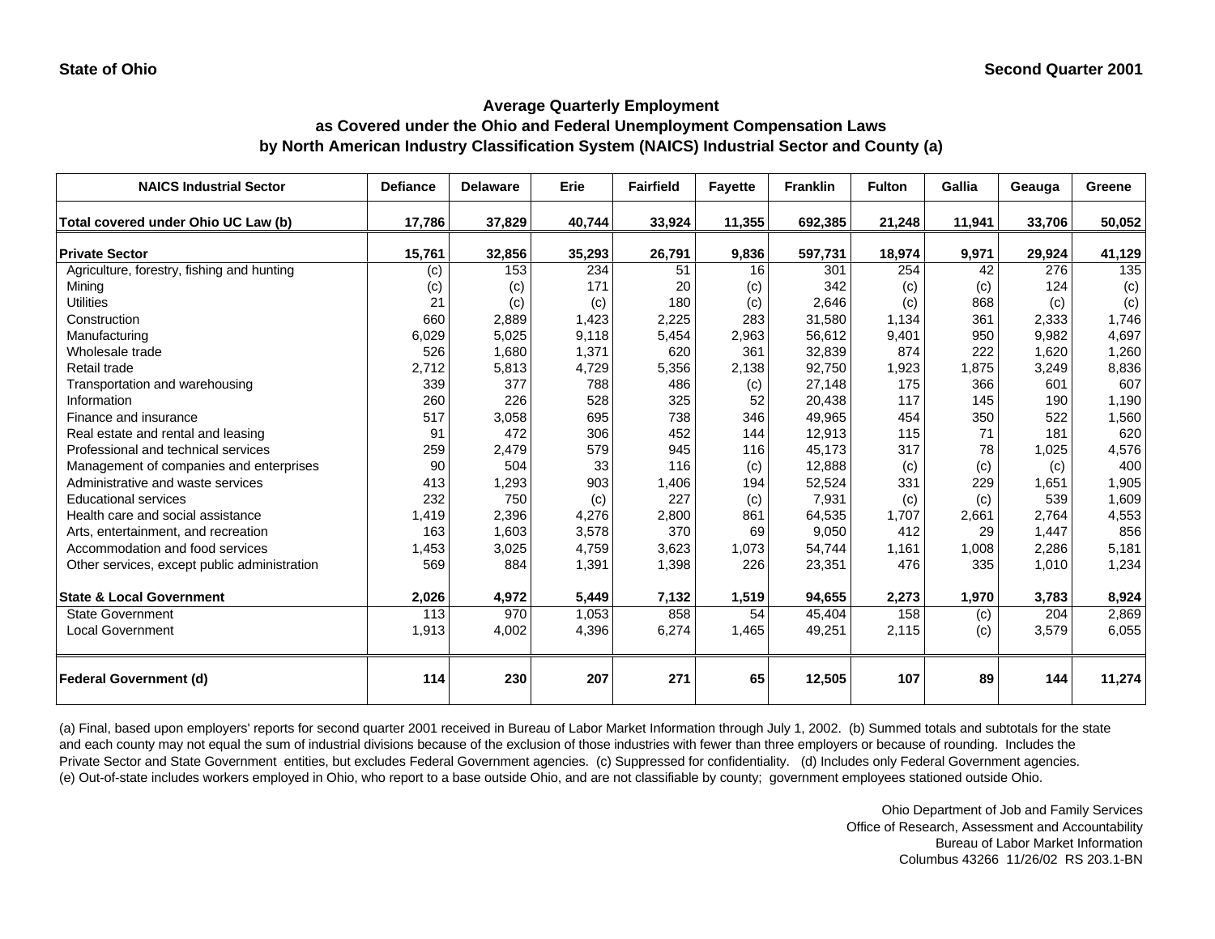State of Ohio

Second Quarter 2001

## Average Quarterly Employment
## as Covered under the Ohio and Federal Unemployment Compensation Laws
## by North American Industry Classification System (NAICS) Industrial Sector and County (a)

| NAICS Industrial Sector | Defiance | Delaware | Erie | Fairfield | Fayette | Franklin | Fulton | Gallia | Geauga | Greene |
|---|---|---|---|---|---|---|---|---|---|---|
| **Total covered under Ohio UC Law (b)** | **17,786** | **37,829** | **40,744** | **33,924** | **11,355** | **692,385** | **21,248** | **11,941** | **33,706** | **50,052** |
| **Private Sector** | **15,761** | **32,856** | **35,293** | **26,791** | **9,836** | **597,731** | **18,974** | **9,971** | **29,924** | **41,129** |
| Agriculture, forestry, fishing and hunting | (c) | 153 | 234 | 51 | 16 | 301 | 254 | 42 | 276 | 135 |
| Mining | (c) | (c) | 171 | 20 | (c) | 342 | (c) | (c) | 124 | (c) |
| Utilities | 21 | (c) | (c) | 180 | (c) | 2,646 | (c) | 868 | (c) | (c) |
| Construction | 660 | 2,889 | 1,423 | 2,225 | 283 | 31,580 | 1,134 | 361 | 2,333 | 1,746 |
| Manufacturing | 6,029 | 5,025 | 9,118 | 5,454 | 2,963 | 56,612 | 9,401 | 950 | 9,982 | 4,697 |
| Wholesale trade | 526 | 1,680 | 1,371 | 620 | 361 | 32,839 | 874 | 222 | 1,620 | 1,260 |
| Retail trade | 2,712 | 5,813 | 4,729 | 5,356 | 2,138 | 92,750 | 1,923 | 1,875 | 3,249 | 8,836 |
| Transportation and warehousing | 339 | 377 | 788 | 486 | (c) | 27,148 | 175 | 366 | 601 | 607 |
| Information | 260 | 226 | 528 | 325 | 52 | 20,438 | 117 | 145 | 190 | 1,190 |
| Finance and insurance | 517 | 3,058 | 695 | 738 | 346 | 49,965 | 454 | 350 | 522 | 1,560 |
| Real estate and rental and leasing | 91 | 472 | 306 | 452 | 144 | 12,913 | 115 | 71 | 181 | 620 |
| Professional and technical services | 259 | 2,479 | 579 | 945 | 116 | 45,173 | 317 | 78 | 1,025 | 4,576 |
| Management of companies and enterprises | 90 | 504 | 33 | 116 | (c) | 12,888 | (c) | (c) | (c) | 400 |
| Administrative and waste services | 413 | 1,293 | 903 | 1,406 | 194 | 52,524 | 331 | 229 | 1,651 | 1,905 |
| Educational services | 232 | 750 | (c) | 227 | (c) | 7,931 | (c) | (c) | 539 | 1,609 |
| Health care and social assistance | 1,419 | 2,396 | 4,276 | 2,800 | 861 | 64,535 | 1,707 | 2,661 | 2,764 | 4,553 |
| Arts, entertainment, and recreation | 163 | 1,603 | 3,578 | 370 | 69 | 9,050 | 412 | 29 | 1,447 | 856 |
| Accommodation and food services | 1,453 | 3,025 | 4,759 | 3,623 | 1,073 | 54,744 | 1,161 | 1,008 | 2,286 | 5,181 |
| Other services, except public administration | 569 | 884 | 1,391 | 1,398 | 226 | 23,351 | 476 | 335 | 1,010 | 1,234 |
| **State & Local Government** | **2,026** | **4,972** | **5,449** | **7,132** | **1,519** | **94,655** | **2,273** | **1,970** | **3,783** | **8,924** |
| State Government | 113 | 970 | 1,053 | 858 | 54 | 45,404 | 158 | (c) | 204 | 2,869 |
| Local Government | 1,913 | 4,002 | 4,396 | 6,274 | 1,465 | 49,251 | 2,115 | (c) | 3,579 | 6,055 |
| **Federal Government (d)** | **114** | **230** | **207** | **271** | **65** | **12,505** | **107** | **89** | **144** | **11,274** |

(a) Final, based upon employers' reports for second quarter 2001 received in Bureau of Labor Market Information through July 1, 2002. (b) Summed totals and subtotals for the state and each county may not equal the sum of industrial divisions because of the exclusion of those industries with fewer than three employers or because of rounding. Includes the Private Sector and State Government entities, but excludes Federal Government agencies. (c) Suppressed for confidentiality. (d) Includes only Federal Government agencies. (e) Out-of-state includes workers employed in Ohio, who report to a base outside Ohio, and are not classifiable by county; government employees stationed outside Ohio.

Ohio Department of Job and Family Services
Office of Research, Assessment and Accountability
Bureau of Labor Market Information
Columbus 43266 11/26/02 RS 203.1-BN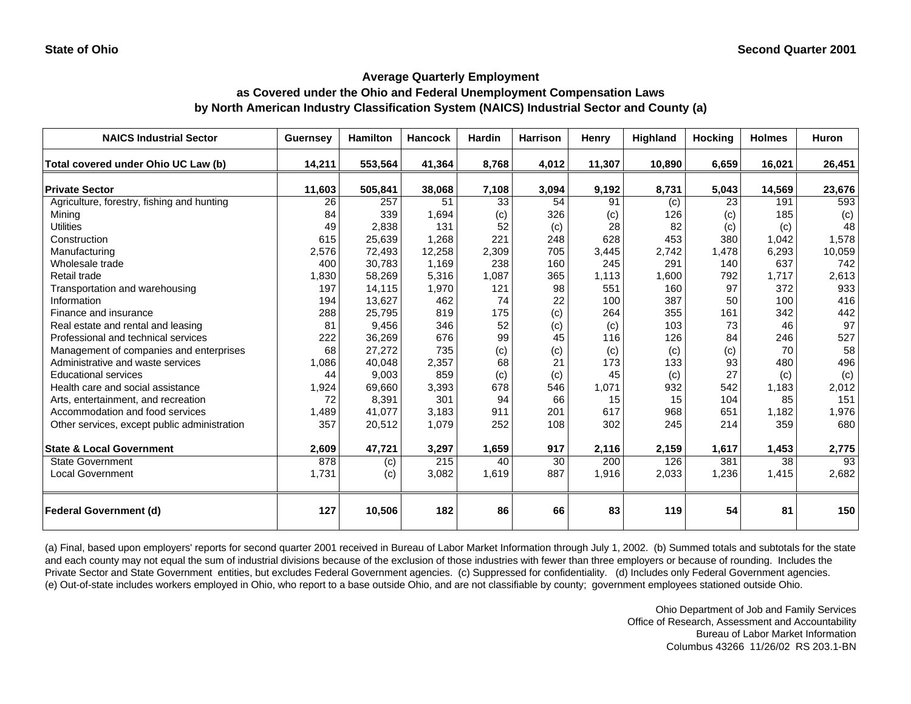State of Ohio

Second Quarter 2001

## Average Quarterly Employment
## as Covered under the Ohio and Federal Unemployment Compensation Laws
## by North American Industry Classification System (NAICS) Industrial Sector and County (a)

| NAICS Industrial Sector | Guernsey | Hamilton | Hancock | Hardin | Harrison | Henry | Highland | Hocking | Holmes | Huron |
|---|---|---|---|---|---|---|---|---|---|---|
| **Total covered under Ohio UC Law (b)** | **14,211** | **553,564** | **41,364** | **8,768** | **4,012** | **11,307** | **10,890** | **6,659** | **16,021** | **26,451** |
| **Private Sector** | **11,603** | **505,841** | **38,068** | **7,108** | **3,094** | **9,192** | **8,731** | **5,043** | **14,569** | **23,676** |
| Agriculture, forestry, fishing and hunting | 26 | 257 | 51 | 33 | 54 | 91 | (c) | 23 | 191 | 593 |
| Mining | 84 | 339 | 1,694 | (c) | 326 | (c) | 126 | (c) | 185 | (c) |
| Utilities | 49 | 2,838 | 131 | 52 | (c) | 28 | 82 | (c) | (c) | 48 |
| Construction | 615 | 25,639 | 1,268 | 221 | 248 | 628 | 453 | 380 | 1,042 | 1,578 |
| Manufacturing | 2,576 | 72,493 | 12,258 | 2,309 | 705 | 3,445 | 2,742 | 1,478 | 6,293 | 10,059 |
| Wholesale trade | 400 | 30,783 | 1,169 | 238 | 160 | 245 | 291 | 140 | 637 | 742 |
| Retail trade | 1,830 | 58,269 | 5,316 | 1,087 | 365 | 1,113 | 1,600 | 792 | 1,717 | 2,613 |
| Transportation and warehousing | 197 | 14,115 | 1,970 | 121 | 98 | 551 | 160 | 97 | 372 | 933 |
| Information | 194 | 13,627 | 462 | 74 | 22 | 100 | 387 | 50 | 100 | 416 |
| Finance and insurance | 288 | 25,795 | 819 | 175 | (c) | 264 | 355 | 161 | 342 | 442 |
| Real estate and rental and leasing | 81 | 9,456 | 346 | 52 | (c) | (c) | 103 | 73 | 46 | 97 |
| Professional and technical services | 222 | 36,269 | 676 | 99 | 45 | 116 | 126 | 84 | 246 | 527 |
| Management of companies and enterprises | 68 | 27,272 | 735 | (c) | (c) | (c) | (c) | (c) | 70 | 58 |
| Administrative and waste services | 1,086 | 40,048 | 2,357 | 68 | 21 | 173 | 133 | 93 | 480 | 496 |
| Educational services | 44 | 9,003 | 859 | (c) | (c) | 45 | (c) | 27 | (c) | (c) |
| Health care and social assistance | 1,924 | 69,660 | 3,393 | 678 | 546 | 1,071 | 932 | 542 | 1,183 | 2,012 |
| Arts, entertainment, and recreation | 72 | 8,391 | 301 | 94 | 66 | 15 | 15 | 104 | 85 | 151 |
| Accommodation and food services | 1,489 | 41,077 | 3,183 | 911 | 201 | 617 | 968 | 651 | 1,182 | 1,976 |
| Other services, except public administration | 357 | 20,512 | 1,079 | 252 | 108 | 302 | 245 | 214 | 359 | 680 |
| **State & Local Government** | **2,609** | **47,721** | **3,297** | **1,659** | **917** | **2,116** | **2,159** | **1,617** | **1,453** | **2,775** |
| State Government | 878 | (c) | 215 | 40 | 30 | 200 | 126 | 381 | 38 | 93 |
| Local Government | 1,731 | (c) | 3,082 | 1,619 | 887 | 1,916 | 2,033 | 1,236 | 1,415 | 2,682 |
| **Federal Government (d)** | **127** | **10,506** | **182** | **86** | **66** | **83** | **119** | **54** | **81** | **150** |

(a) Final, based upon employers' reports for second quarter 2001 received in Bureau of Labor Market Information through July 1, 2002. (b) Summed totals and subtotals for the state and each county may not equal the sum of industrial divisions because of the exclusion of those industries with fewer than three employers or because of rounding. Includes the Private Sector and State Government entities, but excludes Federal Government agencies. (c) Suppressed for confidentiality. (d) Includes only Federal Government agencies. (e) Out-of-state includes workers employed in Ohio, who report to a base outside Ohio, and are not classifiable by county; government employees stationed outside Ohio.

Ohio Department of Job and Family Services
Office of Research, Assessment and Accountability
Bureau of Labor Market Information
Columbus 43266 11/26/02 RS 203.1-BN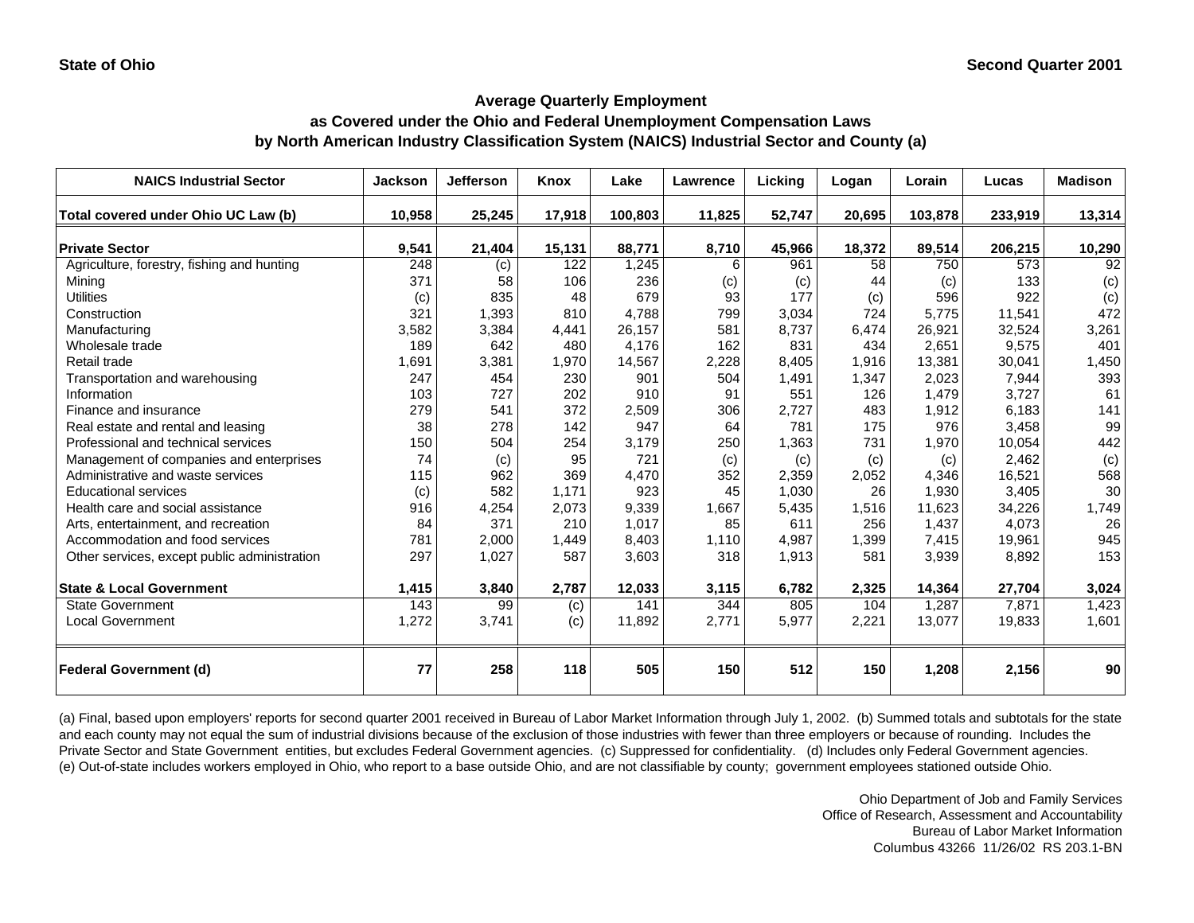**State of Ohio** **Second Quarter 2001**

## Average Quarterly Employment
## as Covered under the Ohio and Federal Unemployment Compensation Laws
## by North American Industry Classification System (NAICS) Industrial Sector and County (a)

| NAICS Industrial Sector | Jackson | Jefferson | Knox | Lake | Lawrence | Licking | Logan | Lorain | Lucas | Madison |
|---|---|---|---|---|---|---|---|---|---|---|
| **Total covered under Ohio UC Law (b)** | **10,958** | **25,245** | **17,918** | **100,803** | **11,825** | **52,747** | **20,695** | **103,878** | **233,919** | **13,314** |
| **Private Sector** | **9,541** | **21,404** | **15,131** | **88,771** | **8,710** | **45,966** | **18,372** | **89,514** | **206,215** | **10,290** |
| Agriculture, forestry, fishing and hunting | 248 | (c) | 122 | 1,245 | 6 | 961 | 58 | 750 | 573 | 92 |
| Mining | 371 | 58 | 106 | 236 | (c) | (c) | 44 | (c) | 133 | (c) |
| Utilities | (c) | 835 | 48 | 679 | 93 | 177 | (c) | 596 | 922 | (c) |
| Construction | 321 | 1,393 | 810 | 4,788 | 799 | 3,034 | 724 | 5,775 | 11,541 | 472 |
| Manufacturing | 3,582 | 3,384 | 4,441 | 26,157 | 581 | 8,737 | 6,474 | 26,921 | 32,524 | 3,261 |
| Wholesale trade | 189 | 642 | 480 | 4,176 | 162 | 831 | 434 | 2,651 | 9,575 | 401 |
| Retail trade | 1,691 | 3,381 | 1,970 | 14,567 | 2,228 | 8,405 | 1,916 | 13,381 | 30,041 | 1,450 |
| Transportation and warehousing | 247 | 454 | 230 | 901 | 504 | 1,491 | 1,347 | 2,023 | 7,944 | 393 |
| Information | 103 | 727 | 202 | 910 | 91 | 551 | 126 | 1,479 | 3,727 | 61 |
| Finance and insurance | 279 | 541 | 372 | 2,509 | 306 | 2,727 | 483 | 1,912 | 6,183 | 141 |
| Real estate and rental and leasing | 38 | 278 | 142 | 947 | 64 | 781 | 175 | 976 | 3,458 | 99 |
| Professional and technical services | 150 | 504 | 254 | 3,179 | 250 | 1,363 | 731 | 1,970 | 10,054 | 442 |
| Management of companies and enterprises | 74 | (c) | 95 | 721 | (c) | (c) | (c) | (c) | 2,462 | (c) |
| Administrative and waste services | 115 | 962 | 369 | 4,470 | 352 | 2,359 | 2,052 | 4,346 | 16,521 | 568 |
| Educational services | (c) | 582 | 1,171 | 923 | 45 | 1,030 | 26 | 1,930 | 3,405 | 30 |
| Health care and social assistance | 916 | 4,254 | 2,073 | 9,339 | 1,667 | 5,435 | 1,516 | 11,623 | 34,226 | 1,749 |
| Arts, entertainment, and recreation | 84 | 371 | 210 | 1,017 | 85 | 611 | 256 | 1,437 | 4,073 | 26 |
| Accommodation and food services | 781 | 2,000 | 1,449 | 8,403 | 1,110 | 4,987 | 1,399 | 7,415 | 19,961 | 945 |
| Other services, except public administration | 297 | 1,027 | 587 | 3,603 | 318 | 1,913 | 581 | 3,939 | 8,892 | 153 |
| **State & Local Government** | **1,415** | **3,840** | **2,787** | **12,033** | **3,115** | **6,782** | **2,325** | **14,364** | **27,704** | **3,024** |
| State Government | 143 | 99 | (c) | 141 | 344 | 805 | 104 | 1,287 | 7,871 | 1,423 |
| Local Government | 1,272 | 3,741 | (c) | 11,892 | 2,771 | 5,977 | 2,221 | 13,077 | 19,833 | 1,601 |
| **Federal Government (d)** | **77** | **258** | **118** | **505** | **150** | **512** | **150** | **1,208** | **2,156** | **90** |

(a) Final, based upon employers' reports for second quarter 2001 received in Bureau of Labor Market Information through July 1, 2002. (b) Summed totals and subtotals for the state and each county may not equal the sum of industrial divisions because of the exclusion of those industries with fewer than three employers or because of rounding. Includes the Private Sector and State Government entities, but excludes Federal Government agencies. (c) Suppressed for confidentiality. (d) Includes only Federal Government agencies. (e) Out-of-state includes workers employed in Ohio, who report to a base outside Ohio, and are not classifiable by county; government employees stationed outside Ohio.

Ohio Department of Job and Family Services
Office of Research, Assessment and Accountability
Bureau of Labor Market Information
Columbus 43266 11/26/02 RS 203.1-BN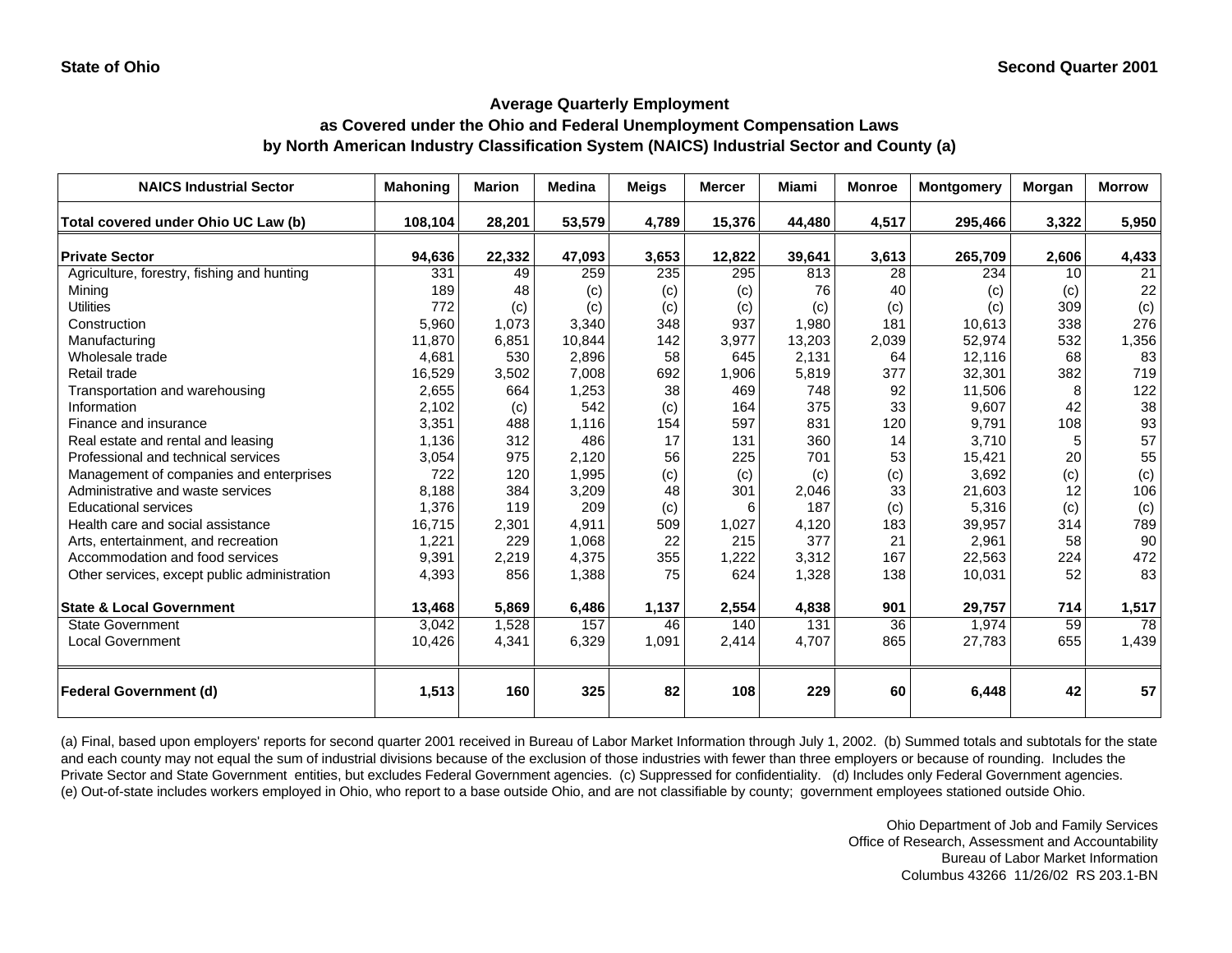**State of Ohio** **Second Quarter 2001**

### Average Quarterly Employment
### as Covered under the Ohio and Federal Unemployment Compensation Laws
### by North American Industry Classification System (NAICS) Industrial Sector and County (a)

| NAICS Industrial Sector | Mahoning | Marion | Medina | Meigs | Mercer | Miami | Monroe | Montgomery | Morgan | Morrow |
|---|---|---|---|---|---|---|---|---|---|---|
| **Total covered under Ohio UC Law (b)** | **108,104** | **28,201** | **53,579** | **4,789** | **15,376** | **44,480** | **4,517** | **295,466** | **3,322** | **5,950** |
| **Private Sector** | **94,636** | **22,332** | **47,093** | **3,653** | **12,822** | **39,641** | **3,613** | **265,709** | **2,606** | **4,433** |
| Agriculture, forestry, fishing and hunting | 331 | 49 | 259 | 235 | 295 | 813 | 28 | 234 | 10 | 21 |
| Mining | 189 | 48 | (c) | (c) | (c) | 76 | 40 | (c) | (c) | 22 |
| Utilities | 772 | (c) | (c) | (c) | (c) | (c) | (c) | (c) | 309 | (c) |
| Construction | 5,960 | 1,073 | 3,340 | 348 | 937 | 1,980 | 181 | 10,613 | 338 | 276 |
| Manufacturing | 11,870 | 6,851 | 10,844 | 142 | 3,977 | 13,203 | 2,039 | 52,974 | 532 | 1,356 |
| Wholesale trade | 4,681 | 530 | 2,896 | 58 | 645 | 2,131 | 64 | 12,116 | 68 | 83 |
| Retail trade | 16,529 | 3,502 | 7,008 | 692 | 1,906 | 5,819 | 377 | 32,301 | 382 | 719 |
| Transportation and warehousing | 2,655 | 664 | 1,253 | 38 | 469 | 748 | 92 | 11,506 | 8 | 122 |
| Information | 2,102 | (c) | 542 | (c) | 164 | 375 | 33 | 9,607 | 42 | 38 |
| Finance and insurance | 3,351 | 488 | 1,116 | 154 | 597 | 831 | 120 | 9,791 | 108 | 93 |
| Real estate and rental and leasing | 1,136 | 312 | 486 | 17 | 131 | 360 | 14 | 3,710 | 5 | 57 |
| Professional and technical services | 3,054 | 975 | 2,120 | 56 | 225 | 701 | 53 | 15,421 | 20 | 55 |
| Management of companies and enterprises | 722 | 120 | 1,995 | (c) | (c) | (c) | (c) | 3,692 | (c) | (c) |
| Administrative and waste services | 8,188 | 384 | 3,209 | 48 | 301 | 2,046 | 33 | 21,603 | 12 | 106 |
| Educational services | 1,376 | 119 | 209 | (c) | 6 | 187 | (c) | 5,316 | (c) | (c) |
| Health care and social assistance | 16,715 | 2,301 | 4,911 | 509 | 1,027 | 4,120 | 183 | 39,957 | 314 | 789 |
| Arts, entertainment, and recreation | 1,221 | 229 | 1,068 | 22 | 215 | 377 | 21 | 2,961 | 58 | 90 |
| Accommodation and food services | 9,391 | 2,219 | 4,375 | 355 | 1,222 | 3,312 | 167 | 22,563 | 224 | 472 |
| Other services, except public administration | 4,393 | 856 | 1,388 | 75 | 624 | 1,328 | 138 | 10,031 | 52 | 83 |
| **State & Local Government** | **13,468** | **5,869** | **6,486** | **1,137** | **2,554** | **4,838** | **901** | **29,757** | **714** | **1,517** |
| State Government | 3,042 | 1,528 | 157 | 46 | 140 | 131 | 36 | 1,974 | 59 | 78 |
| Local Government | 10,426 | 4,341 | 6,329 | 1,091 | 2,414 | 4,707 | 865 | 27,783 | 655 | 1,439 |
| **Federal Government (d)** | **1,513** | **160** | **325** | **82** | **108** | **229** | **60** | **6,448** | **42** | **57** |

(a) Final, based upon employers' reports for second quarter 2001 received in Bureau of Labor Market Information through July 1, 2002. (b) Summed totals and subtotals for the state and each county may not equal the sum of industrial divisions because of the exclusion of those industries with fewer than three employers or because of rounding. Includes the Private Sector and State Government entities, but excludes Federal Government agencies. (c) Suppressed for confidentiality. (d) Includes only Federal Government agencies. (e) Out-of-state includes workers employed in Ohio, who report to a base outside Ohio, and are not classifiable by county; government employees stationed outside Ohio.

Ohio Department of Job and Family Services
Office of Research, Assessment and Accountability
Bureau of Labor Market Information
Columbus 43266 11/26/02 RS 203.1-BN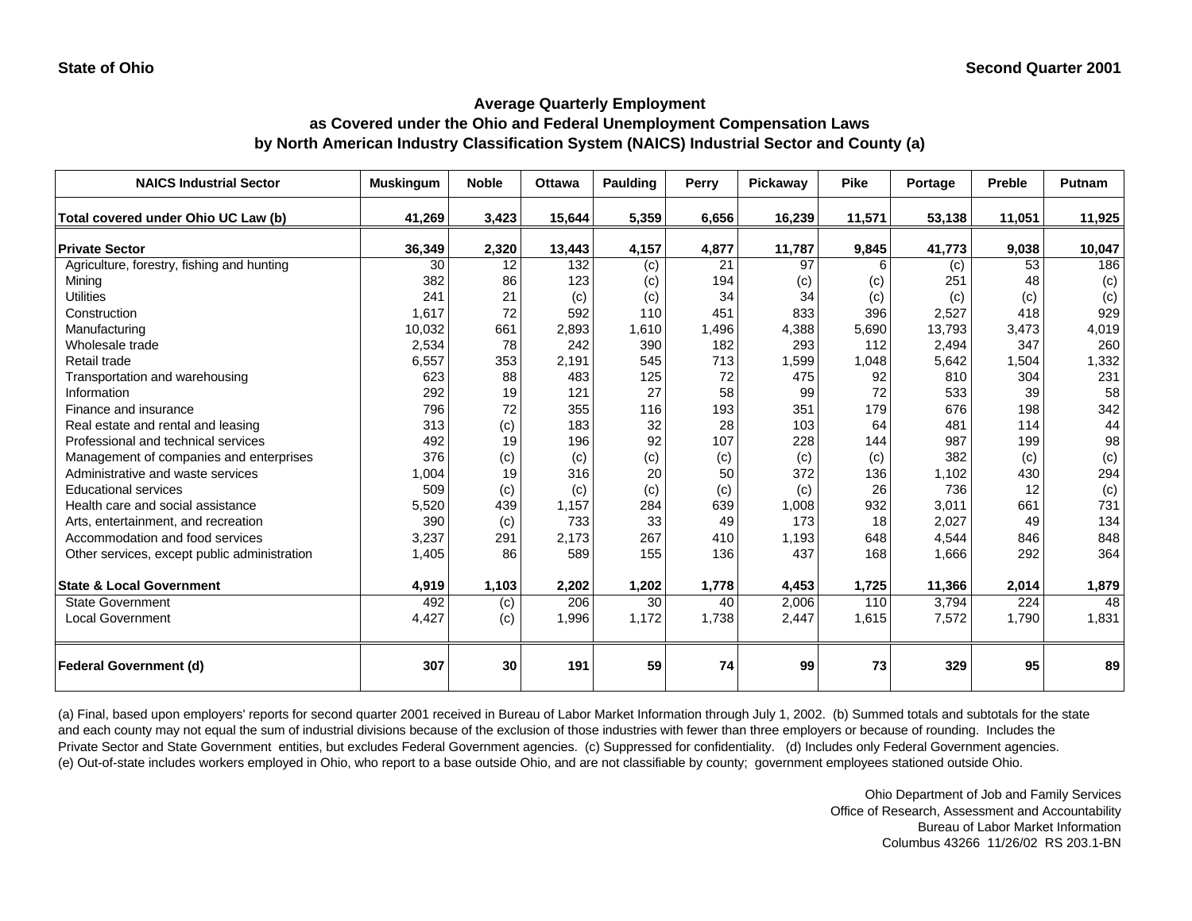State of Ohio

Second Quarter 2001

## Average Quarterly Employment
## as Covered under the Ohio and Federal Unemployment Compensation Laws
## by North American Industry Classification System (NAICS) Industrial Sector and County (a)

| NAICS Industrial Sector | Muskingum | Noble | Ottawa | Paulding | Perry | Pickaway | Pike | Portage | Preble | Putnam |
|---|---|---|---|---|---|---|---|---|---|---|
| **Total covered under Ohio UC Law (b)** | **41,269** | **3,423** | **15,644** | **5,359** | **6,656** | **16,239** | **11,571** | **53,138** | **11,051** | **11,925** |
| **Private Sector** | **36,349** | **2,320** | **13,443** | **4,157** | **4,877** | **11,787** | **9,845** | **41,773** | **9,038** | **10,047** |
| Agriculture, forestry, fishing and hunting | 30 | 12 | 132 | (c) | 21 | 97 | 6 | (c) | 53 | 186 |
| Mining | 382 | 86 | 123 | (c) | 194 | (c) | (c) | 251 | 48 | (c) |
| Utilities | 241 | 21 | (c) | (c) | 34 | 34 | (c) | (c) | (c) | (c) |
| Construction | 1,617 | 72 | 592 | 110 | 451 | 833 | 396 | 2,527 | 418 | 929 |
| Manufacturing | 10,032 | 661 | 2,893 | 1,610 | 1,496 | 4,388 | 5,690 | 13,793 | 3,473 | 4,019 |
| Wholesale trade | 2,534 | 78 | 242 | 390 | 182 | 293 | 112 | 2,494 | 347 | 260 |
| Retail trade | 6,557 | 353 | 2,191 | 545 | 713 | 1,599 | 1,048 | 5,642 | 1,504 | 1,332 |
| Transportation and warehousing | 623 | 88 | 483 | 125 | 72 | 475 | 92 | 810 | 304 | 231 |
| Information | 292 | 19 | 121 | 27 | 58 | 99 | 72 | 533 | 39 | 58 |
| Finance and insurance | 796 | 72 | 355 | 116 | 193 | 351 | 179 | 676 | 198 | 342 |
| Real estate and rental and leasing | 313 | (c) | 183 | 32 | 28 | 103 | 64 | 481 | 114 | 44 |
| Professional and technical services | 492 | 19 | 196 | 92 | 107 | 228 | 144 | 987 | 199 | 98 |
| Management of companies and enterprises | 376 | (c) | (c) | (c) | (c) | (c) | (c) | 382 | (c) | (c) |
| Administrative and waste services | 1,004 | 19 | 316 | 20 | 50 | 372 | 136 | 1,102 | 430 | 294 |
| Educational services | 509 | (c) | (c) | (c) | (c) | (c) | 26 | 736 | 12 | (c) |
| Health care and social assistance | 5,520 | 439 | 1,157 | 284 | 639 | 1,008 | 932 | 3,011 | 661 | 731 |
| Arts, entertainment, and recreation | 390 | (c) | 733 | 33 | 49 | 173 | 18 | 2,027 | 49 | 134 |
| Accommodation and food services | 3,237 | 291 | 2,173 | 267 | 410 | 1,193 | 648 | 4,544 | 846 | 848 |
| Other services, except public administration | 1,405 | 86 | 589 | 155 | 136 | 437 | 168 | 1,666 | 292 | 364 |
| **State & Local Government** | **4,919** | **1,103** | **2,202** | **1,202** | **1,778** | **4,453** | **1,725** | **11,366** | **2,014** | **1,879** |
| State Government | 492 | (c) | 206 | 30 | 40 | 2,006 | 110 | 3,794 | 224 | 48 |
| Local Government | 4,427 | (c) | 1,996 | 1,172 | 1,738 | 2,447 | 1,615 | 7,572 | 1,790 | 1,831 |
| **Federal Government (d)** | **307** | **30** | **191** | **59** | **74** | **99** | **73** | **329** | **95** | **89** |

(a) Final, based upon employers' reports for second quarter 2001 received in Bureau of Labor Market Information through July 1, 2002. (b) Summed totals and subtotals for the state and each county may not equal the sum of industrial divisions because of the exclusion of those industries with fewer than three employers or because of rounding. Includes the Private Sector and State Government entities, but excludes Federal Government agencies. (c) Suppressed for confidentiality. (d) Includes only Federal Government agencies. (e) Out-of-state includes workers employed in Ohio, who report to a base outside Ohio, and are not classifiable by county; government employees stationed outside Ohio.

Ohio Department of Job and Family Services
Office of Research, Assessment and Accountability
Bureau of Labor Market Information
Columbus 43266 11/26/02 RS 203.1-BN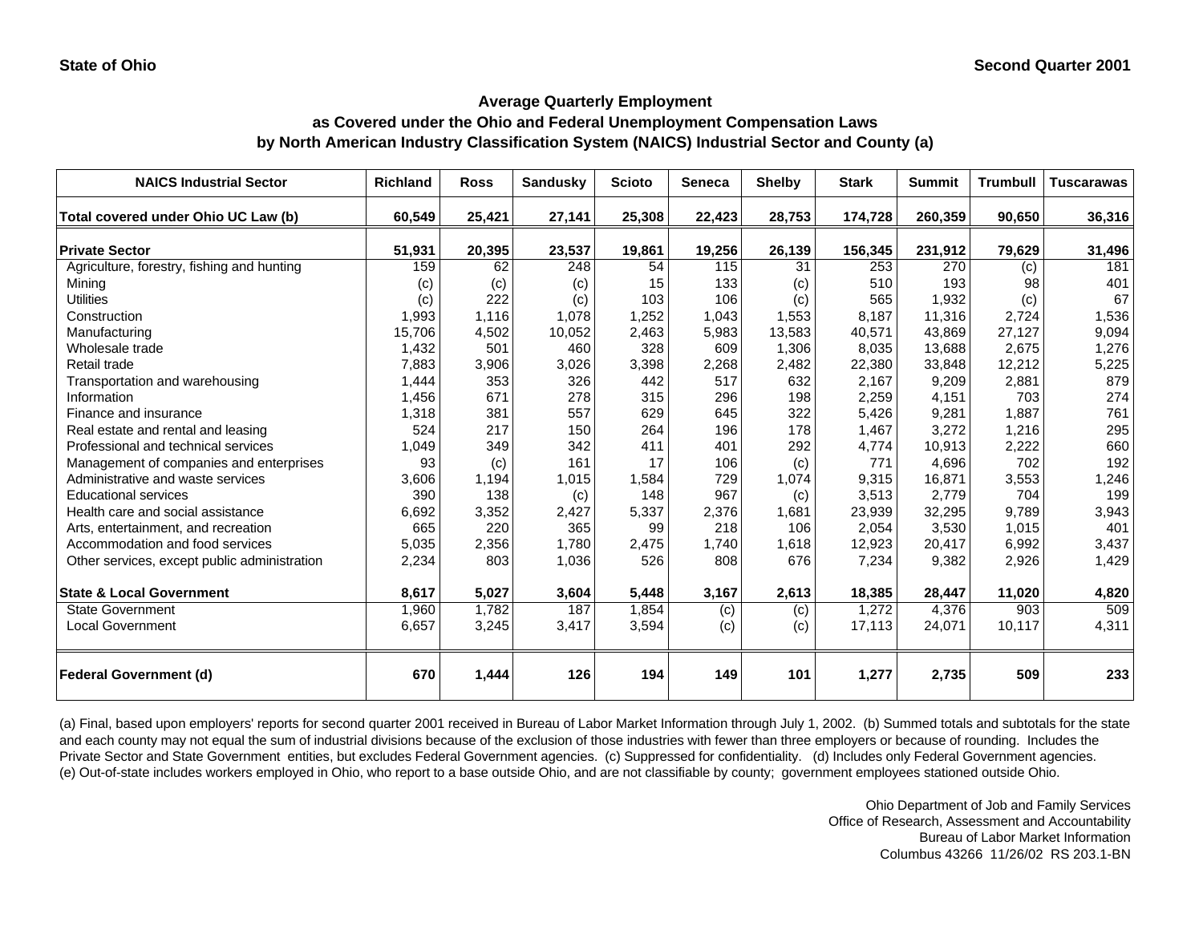State of Ohio | Second Quarter 2001

## Average Quarterly Employment
## as Covered under the Ohio and Federal Unemployment Compensation Laws
## by North American Industry Classification System (NAICS) Industrial Sector and County (a)

| NAICS Industrial Sector | Richland | Ross | Sandusky | Scioto | Seneca | Shelby | Stark | Summit | Trumbull | Tuscarawas |
|---|---|---|---|---|---|---|---|---|---|---|
| **Total covered under Ohio UC Law (b)** | **60,549** | **25,421** | **27,141** | **25,308** | **22,423** | **28,753** | **174,728** | **260,359** | **90,650** | **36,316** |
| **Private Sector** | **51,931** | **20,395** | **23,537** | **19,861** | **19,256** | **26,139** | **156,345** | **231,912** | **79,629** | **31,496** |
| Agriculture, forestry, fishing and hunting | 159 | 62 | 248 | 54 | 115 | 31 | 253 | 270 | (c) | 181 |
| Mining | (c) | (c) | (c) | 15 | 133 | (c) | 510 | 193 | 98 | 401 |
| Utilities | (c) | 222 | (c) | 103 | 106 | (c) | 565 | 1,932 | (c) | 67 |
| Construction | 1,993 | 1,116 | 1,078 | 1,252 | 1,043 | 1,553 | 8,187 | 11,316 | 2,724 | 1,536 |
| Manufacturing | 15,706 | 4,502 | 10,052 | 2,463 | 5,983 | 13,583 | 40,571 | 43,869 | 27,127 | 9,094 |
| Wholesale trade | 1,432 | 501 | 460 | 328 | 609 | 1,306 | 8,035 | 13,688 | 2,675 | 1,276 |
| Retail trade | 7,883 | 3,906 | 3,026 | 3,398 | 2,268 | 2,482 | 22,380 | 33,848 | 12,212 | 5,225 |
| Transportation and warehousing | 1,444 | 353 | 326 | 442 | 517 | 632 | 2,167 | 9,209 | 2,881 | 879 |
| Information | 1,456 | 671 | 278 | 315 | 296 | 198 | 2,259 | 4,151 | 703 | 274 |
| Finance and insurance | 1,318 | 381 | 557 | 629 | 645 | 322 | 5,426 | 9,281 | 1,887 | 761 |
| Real estate and rental and leasing | 524 | 217 | 150 | 264 | 196 | 178 | 1,467 | 3,272 | 1,216 | 295 |
| Professional and technical services | 1,049 | 349 | 342 | 411 | 401 | 292 | 4,774 | 10,913 | 2,222 | 660 |
| Management of companies and enterprises | 93 | (c) | 161 | 17 | 106 | (c) | 771 | 4,696 | 702 | 192 |
| Administrative and waste services | 3,606 | 1,194 | 1,015 | 1,584 | 729 | 1,074 | 9,315 | 16,871 | 3,553 | 1,246 |
| Educational services | 390 | 138 | (c) | 148 | 967 | (c) | 3,513 | 2,779 | 704 | 199 |
| Health care and social assistance | 6,692 | 3,352 | 2,427 | 5,337 | 2,376 | 1,681 | 23,939 | 32,295 | 9,789 | 3,943 |
| Arts, entertainment, and recreation | 665 | 220 | 365 | 99 | 218 | 106 | 2,054 | 3,530 | 1,015 | 401 |
| Accommodation and food services | 5,035 | 2,356 | 1,780 | 2,475 | 1,740 | 1,618 | 12,923 | 20,417 | 6,992 | 3,437 |
| Other services, except public administration | 2,234 | 803 | 1,036 | 526 | 808 | 676 | 7,234 | 9,382 | 2,926 | 1,429 |
| **State & Local Government** | **8,617** | **5,027** | **3,604** | **5,448** | **3,167** | **2,613** | **18,385** | **28,447** | **11,020** | **4,820** |
| State Government | 1,960 | 1,782 | 187 | 1,854 | (c) | (c) | 1,272 | 4,376 | 903 | 509 |
| Local Government | 6,657 | 3,245 | 3,417 | 3,594 | (c) | (c) | 17,113 | 24,071 | 10,117 | 4,311 |
| **Federal Government (d)** | **670** | **1,444** | **126** | **194** | **149** | **101** | **1,277** | **2,735** | **509** | **233** |

(a) Final, based upon employers' reports for second quarter 2001 received in Bureau of Labor Market Information through July 1, 2002. (b) Summed totals and subtotals for the state and each county may not equal the sum of industrial divisions because of the exclusion of those industries with fewer than three employers or because of rounding. Includes the Private Sector and State Government entities, but excludes Federal Government agencies. (c) Suppressed for confidentiality. (d) Includes only Federal Government agencies. (e) Out-of-state includes workers employed in Ohio, who report to a base outside Ohio, and are not classifiable by county; government employees stationed outside Ohio.

Ohio Department of Job and Family Services
Office of Research, Assessment and Accountability
Bureau of Labor Market Information
Columbus 43266 11/26/02 RS 203.1-BN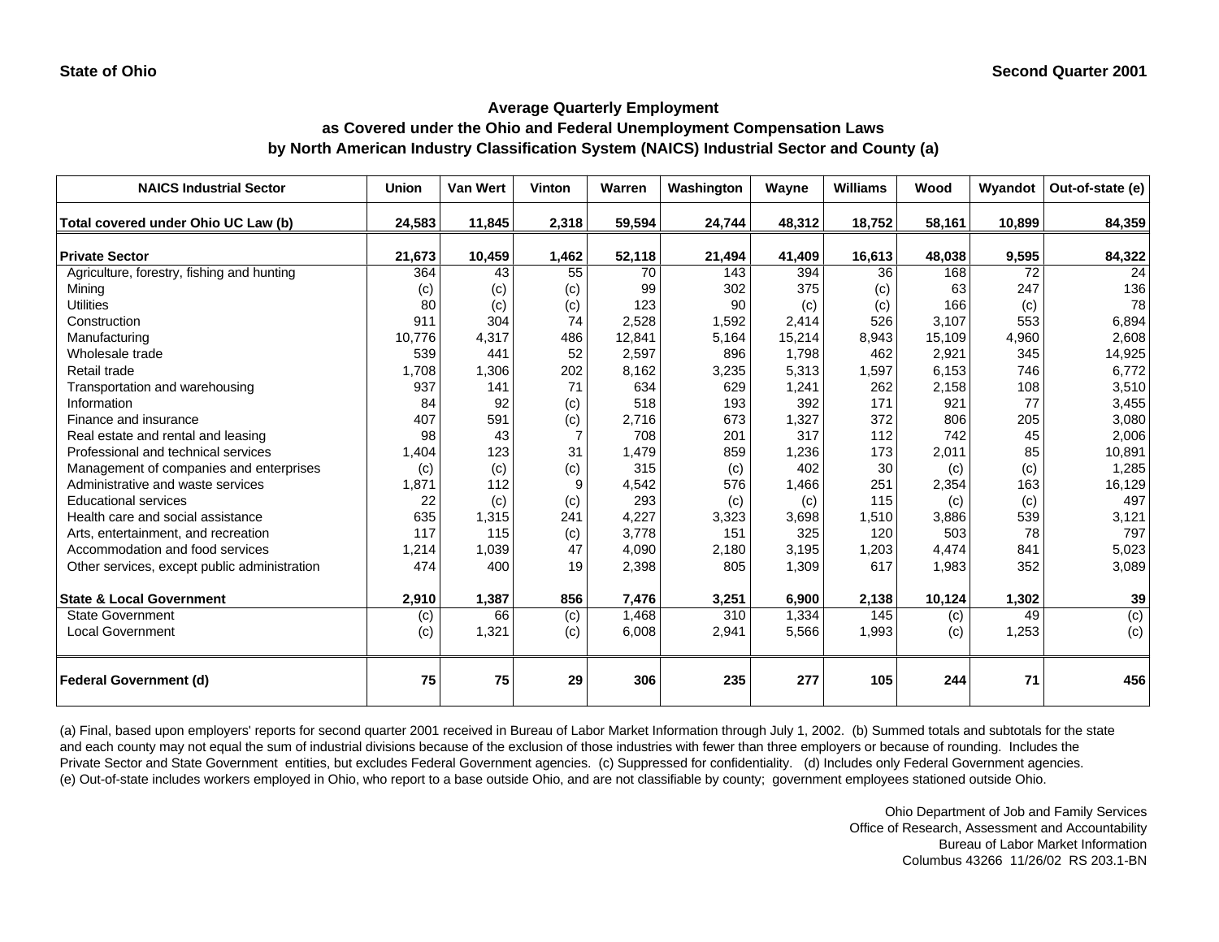**State of Ohio** **Second Quarter 2001**

## Average Quarterly Employment
## as Covered under the Ohio and Federal Unemployment Compensation Laws
## by North American Industry Classification System (NAICS) Industrial Sector and County (a)

| NAICS Industrial Sector | Union | Van Wert | Vinton | Warren | Washington | Wayne | Williams | Wood | Wyandot | Out-of-state (e) |
|---|---|---|---|---|---|---|---|---|---|---|
| **Total covered under Ohio UC Law (b)** | **24,583** | **11,845** | **2,318** | **59,594** | **24,744** | **48,312** | **18,752** | **58,161** | **10,899** | **84,359** |
| **Private Sector** | **21,673** | **10,459** | **1,462** | **52,118** | **21,494** | **41,409** | **16,613** | **48,038** | **9,595** | **84,322** |
| Agriculture, forestry, fishing and hunting | 364 | 43 | 55 | 70 | 143 | 394 | 36 | 168 | 72 | 24 |
| Mining | (c) | (c) | (c) | 99 | 302 | 375 | (c) | 63 | 247 | 136 |
| Utilities | 80 | (c) | (c) | 123 | 90 | (c) | (c) | 166 | (c) | 78 |
| Construction | 911 | 304 | 74 | 2,528 | 1,592 | 2,414 | 526 | 3,107 | 553 | 6,894 |
| Manufacturing | 10,776 | 4,317 | 486 | 12,841 | 5,164 | 15,214 | 8,943 | 15,109 | 4,960 | 2,608 |
| Wholesale trade | 539 | 441 | 52 | 2,597 | 896 | 1,798 | 462 | 2,921 | 345 | 14,925 |
| Retail trade | 1,708 | 1,306 | 202 | 8,162 | 3,235 | 5,313 | 1,597 | 6,153 | 746 | 6,772 |
| Transportation and warehousing | 937 | 141 | 71 | 634 | 629 | 1,241 | 262 | 2,158 | 108 | 3,510 |
| Information | 84 | 92 | (c) | 518 | 193 | 392 | 171 | 921 | 77 | 3,455 |
| Finance and insurance | 407 | 591 | (c) | 2,716 | 673 | 1,327 | 372 | 806 | 205 | 3,080 |
| Real estate and rental and leasing | 98 | 43 | 7 | 708 | 201 | 317 | 112 | 742 | 45 | 2,006 |
| Professional and technical services | 1,404 | 123 | 31 | 1,479 | 859 | 1,236 | 173 | 2,011 | 85 | 10,891 |
| Management of companies and enterprises | (c) | (c) | (c) | 315 | (c) | 402 | 30 | (c) | (c) | 1,285 |
| Administrative and waste services | 1,871 | 112 | 9 | 4,542 | 576 | 1,466 | 251 | 2,354 | 163 | 16,129 |
| Educational services | 22 | (c) | (c) | 293 | (c) | (c) | 115 | (c) | (c) | 497 |
| Health care and social assistance | 635 | 1,315 | 241 | 4,227 | 3,323 | 3,698 | 1,510 | 3,886 | 539 | 3,121 |
| Arts, entertainment, and recreation | 117 | 115 | (c) | 3,778 | 151 | 325 | 120 | 503 | 78 | 797 |
| Accommodation and food services | 1,214 | 1,039 | 47 | 4,090 | 2,180 | 3,195 | 1,203 | 4,474 | 841 | 5,023 |
| Other services, except public administration | 474 | 400 | 19 | 2,398 | 805 | 1,309 | 617 | 1,983 | 352 | 3,089 |
| **State & Local Government** | **2,910** | **1,387** | **856** | **7,476** | **3,251** | **6,900** | **2,138** | **10,124** | **1,302** | **39** |
| State Government | (c) | 66 | (c) | 1,468 | 310 | 1,334 | 145 | (c) | 49 | (c) |
| Local Government | (c) | 1,321 | (c) | 6,008 | 2,941 | 5,566 | 1,993 | (c) | 1,253 | (c) |
| **Federal Government (d)** | **75** | **75** | **29** | **306** | **235** | **277** | **105** | **244** | **71** | **456** |

(a) Final, based upon employers' reports for second quarter 2001 received in Bureau of Labor Market Information through July 1, 2002. (b) Summed totals and subtotals for the state and each county may not equal the sum of industrial divisions because of the exclusion of those industries with fewer than three employers or because of rounding. Includes the Private Sector and State Government entities, but excludes Federal Government agencies. (c) Suppressed for confidentiality. (d) Includes only Federal Government agencies. (e) Out-of-state includes workers employed in Ohio, who report to a base outside Ohio, and are not classifiable by county; government employees stationed outside Ohio.

Ohio Department of Job and Family Services
Office of Research, Assessment and Accountability
Bureau of Labor Market Information
Columbus 43266 11/26/02 RS 203.1-BN